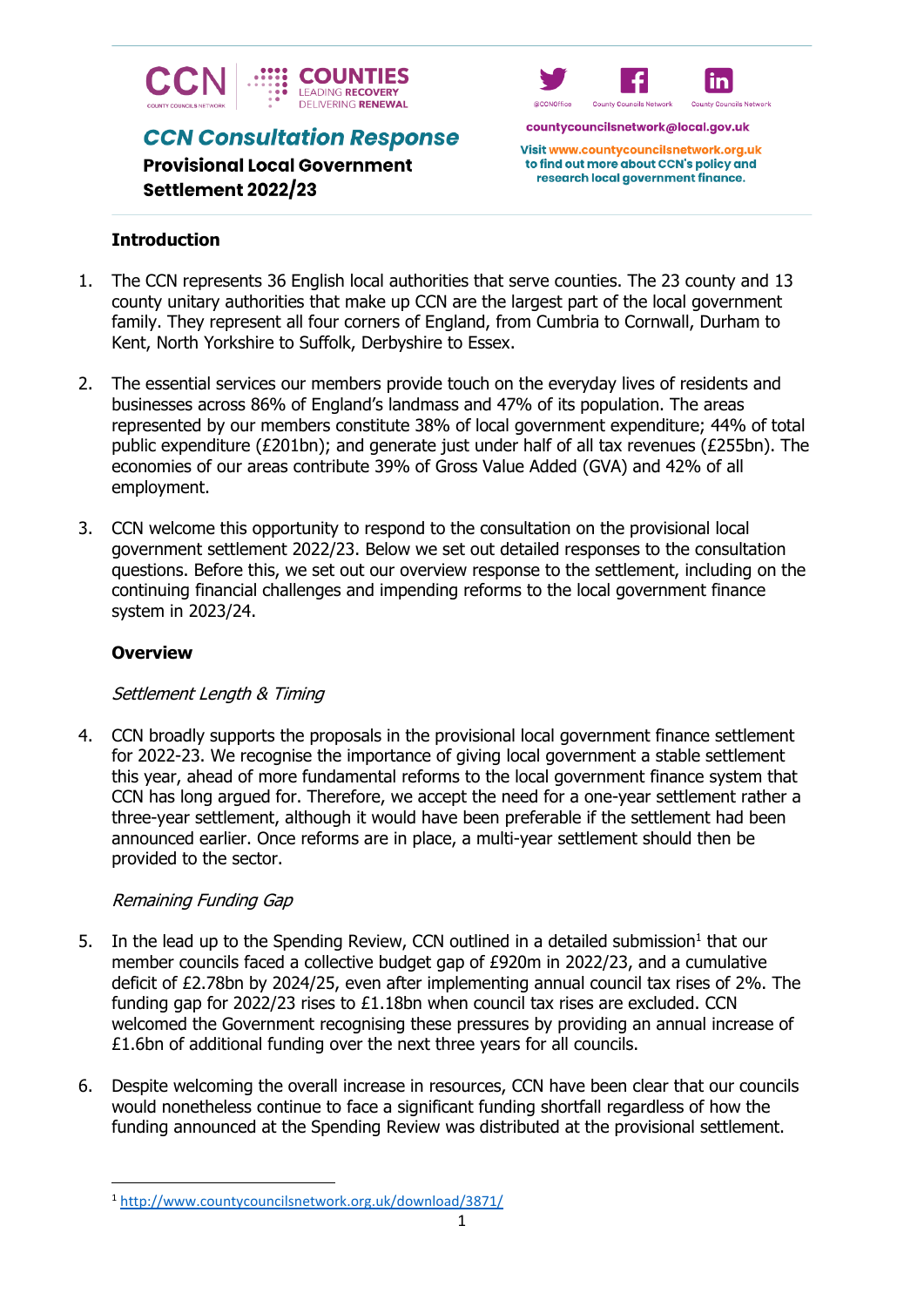# CCN Consultation Response

**Provisional Local Government Settlement 2022/23**

countycouncilsnetwork@local.gov.uk

Visit www.countycouncilsnetwork.org.uk to find out more about CCN's policy and research local government finance.

## Introduction

1. The CCN represents 36 English local authorities that serve counties. The 23 county and 13 county unitary authorities that make up CCN are the largest part of the local government family. They represent all four corners of England, from Cumbria to Cornwall, Durham to Kent, North Yorkshire to Suffolk, Derbyshire to Essex.

2. The essential services our members provide touch on the everyday lives of residents and businesses across 86% of England's landmass and 47% of its population. The areas represented by our members constitute 38% of local government expenditure; 44% of total public expenditure (£201bn); and generate just under half of all tax revenues (£255bn). The economies of our areas contribute 39% of Gross Value Added (GVA) and 42% of all employment.

3. CCN welcome this opportunity to respond to the consultation on the provisional local government settlement 2022/23. Below we set out detailed responses to the consultation questions. Before this, we set out our overview response to the settlement, including on the continuing financial challenges and impending reforms to the local government finance system in 2023/24.

## Overview

*Settlement Length & Timing*

4. CCN broadly supports the proposals in the provisional local government finance settlement for 2022-23. We recognise the importance of giving local government a stable settlement this year, ahead of more fundamental reforms to the local government finance system that CCN has long argued for. Therefore, we accept the need for a one-year settlement rather a three-year settlement, although it would have been preferable if the settlement had been announced earlier. Once reforms are in place, a multi-year settlement should then be provided to the sector.

*Remaining Funding Gap*

5. In the lead up to the Spending Review, CCN outlined in a detailed submission[1] that our member councils faced a collective budget gap of £920m in 2022/23, and a cumulative deficit of £2.78bn by 2024/25, even after implementing annual council tax rises of 2%. The funding gap for 2022/23 rises to £1.18bn when council tax rises are excluded. CCN welcomed the Government recognising these pressures by providing an annual increase of £1.6bn of additional funding over the next three years for all councils.

6. Despite welcoming the overall increase in resources, CCN have been clear that our councils would nonetheless continue to face a significant funding shortfall regardless of how the funding announced at the Spending Review was distributed at the provisional settlement.

[1] http://www.countycouncilsnetwork.org.uk/download/3871/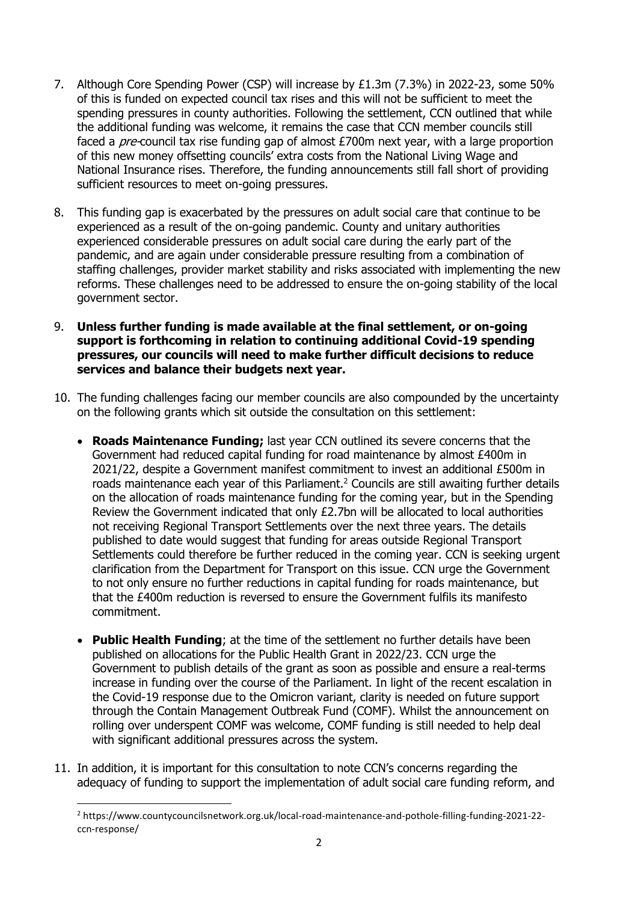7. Although Core Spending Power (CSP) will increase by £1.3m (7.3%) in 2022-23, some 50% of this is funded on expected council tax rises and this will not be sufficient to meet the spending pressures in county authorities. Following the settlement, CCN outlined that while the additional funding was welcome, it remains the case that CCN member councils still faced a *pre*-council tax rise funding gap of almost £700m next year, with a large proportion of this new money offsetting councils' extra costs from the National Living Wage and National Insurance rises. Therefore, the funding announcements still fall short of providing sufficient resources to meet on-going pressures.

8. This funding gap is exacerbated by the pressures on adult social care that continue to be experienced as a result of the on-going pandemic. County and unitary authorities experienced considerable pressures on adult social care during the early part of the pandemic, and are again under considerable pressure resulting from a combination of staffing challenges, provider market stability and risks associated with implementing the new reforms. These challenges need to be addressed to ensure the on-going stability of the local government sector.

9. **Unless further funding is made available at the final settlement, or on-going support is forthcoming in relation to continuing additional Covid-19 spending pressures, our councils will need to make further difficult decisions to reduce services and balance their budgets next year.**

10. The funding challenges facing our member councils are also compounded by the uncertainty on the following grants which sit outside the consultation on this settlement:

    - **Roads Maintenance Funding;** last year CCN outlined its severe concerns that the Government had reduced capital funding for road maintenance by almost £400m in 2021/22, despite a Government manifest commitment to invest an additional £500m in roads maintenance each year of this Parliament.[2] Councils are still awaiting further details on the allocation of roads maintenance funding for the coming year, but in the Spending Review the Government indicated that only £2.7bn will be allocated to local authorities not receiving Regional Transport Settlements over the next three years. The details published to date would suggest that funding for areas outside Regional Transport Settlements could therefore be further reduced in the coming year. CCN is seeking urgent clarification from the Department for Transport on this issue. CCN urge the Government to not only ensure no further reductions in capital funding for roads maintenance, but that the £400m reduction is reversed to ensure the Government fulfils its manifesto commitment.

    - **Public Health Funding**; at the time of the settlement no further details have been published on allocations for the Public Health Grant in 2022/23. CCN urge the Government to publish details of the grant as soon as possible and ensure a real-terms increase in funding over the course of the Parliament. In light of the recent escalation in the Covid-19 response due to the Omicron variant, clarity is needed on future support through the Contain Management Outbreak Fund (COMF). Whilst the announcement on rolling over underspent COMF was welcome, COMF funding is still needed to help deal with significant additional pressures across the system.

11. In addition, it is important for this consultation to note CCN's concerns regarding the adequacy of funding to support the implementation of adult social care funding reform, and

---

[2] https://www.countycouncilsnetwork.org.uk/local-road-maintenance-and-pothole-filling-funding-2021-22-ccn-response/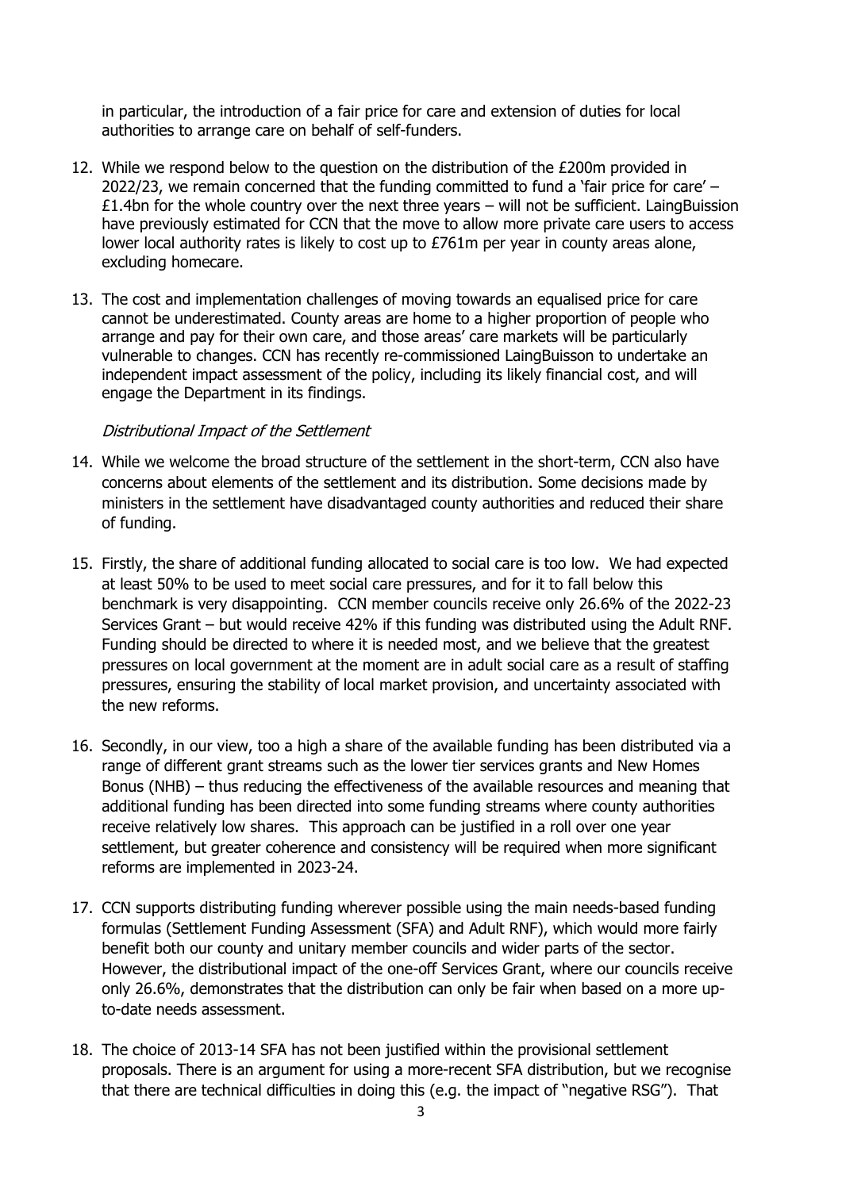in particular, the introduction of a fair price for care and extension of duties for local authorities to arrange care on behalf of self-funders.

12. While we respond below to the question on the distribution of the £200m provided in 2022/23, we remain concerned that the funding committed to fund a 'fair price for care' – £1.4bn for the whole country over the next three years – will not be sufficient. LaingBuission have previously estimated for CCN that the move to allow more private care users to access lower local authority rates is likely to cost up to £761m per year in county areas alone, excluding homecare.

13. The cost and implementation challenges of moving towards an equalised price for care cannot be underestimated. County areas are home to a higher proportion of people who arrange and pay for their own care, and those areas' care markets will be particularly vulnerable to changes. CCN has recently re-commissioned LaingBuisson to undertake an independent impact assessment of the policy, including its likely financial cost, and will engage the Department in its findings.

*Distributional Impact of the Settlement*

14. While we welcome the broad structure of the settlement in the short-term, CCN also have concerns about elements of the settlement and its distribution. Some decisions made by ministers in the settlement have disadvantaged county authorities and reduced their share of funding.

15. Firstly, the share of additional funding allocated to social care is too low. We had expected at least 50% to be used to meet social care pressures, and for it to fall below this benchmark is very disappointing. CCN member councils receive only 26.6% of the 2022-23 Services Grant – but would receive 42% if this funding was distributed using the Adult RNF. Funding should be directed to where it is needed most, and we believe that the greatest pressures on local government at the moment are in adult social care as a result of staffing pressures, ensuring the stability of local market provision, and uncertainty associated with the new reforms.

16. Secondly, in our view, too a high a share of the available funding has been distributed via a range of different grant streams such as the lower tier services grants and New Homes Bonus (NHB) – thus reducing the effectiveness of the available resources and meaning that additional funding has been directed into some funding streams where county authorities receive relatively low shares. This approach can be justified in a roll over one year settlement, but greater coherence and consistency will be required when more significant reforms are implemented in 2023-24.

17. CCN supports distributing funding wherever possible using the main needs-based funding formulas (Settlement Funding Assessment (SFA) and Adult RNF), which would more fairly benefit both our county and unitary member councils and wider parts of the sector. However, the distributional impact of the one-off Services Grant, where our councils receive only 26.6%, demonstrates that the distribution can only be fair when based on a more up-to-date needs assessment.

18. The choice of 2013-14 SFA has not been justified within the provisional settlement proposals. There is an argument for using a more-recent SFA distribution, but we recognise that there are technical difficulties in doing this (e.g. the impact of "negative RSG"). That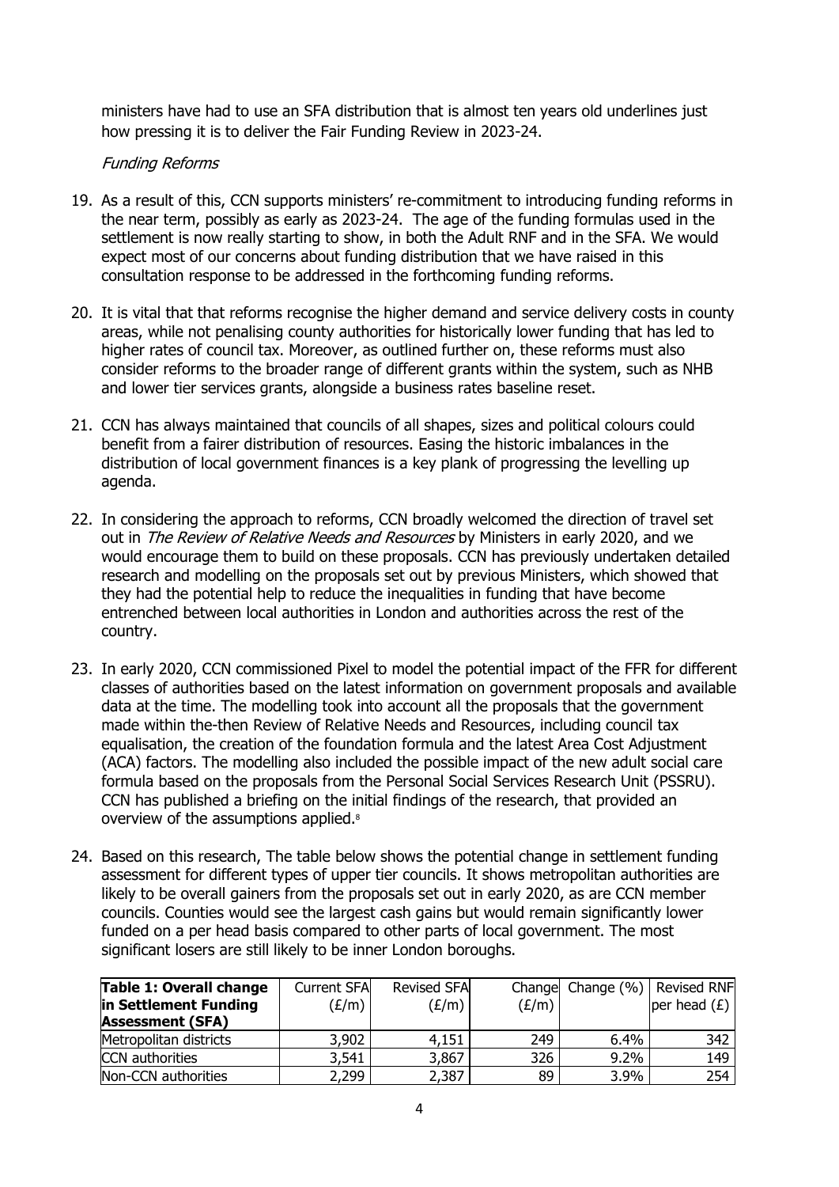ministers have had to use an SFA distribution that is almost ten years old underlines just how pressing it is to deliver the Fair Funding Review in 2023-24.

*Funding Reforms*

19. As a result of this, CCN supports ministers' re-commitment to introducing funding reforms in the near term, possibly as early as 2023-24. The age of the funding formulas used in the settlement is now really starting to show, in both the Adult RNF and in the SFA. We would expect most of our concerns about funding distribution that we have raised in this consultation response to be addressed in the forthcoming funding reforms.

20. It is vital that that reforms recognise the higher demand and service delivery costs in county areas, while not penalising county authorities for historically lower funding that has led to higher rates of council tax. Moreover, as outlined further on, these reforms must also consider reforms to the broader range of different grants within the system, such as NHB and lower tier services grants, alongside a business rates baseline reset.

21. CCN has always maintained that councils of all shapes, sizes and political colours could benefit from a fairer distribution of resources. Easing the historic imbalances in the distribution of local government finances is a key plank of progressing the levelling up agenda.

22. In considering the approach to reforms, CCN broadly welcomed the direction of travel set out in *The Review of Relative Needs and Resources* by Ministers in early 2020, and we would encourage them to build on these proposals. CCN has previously undertaken detailed research and modelling on the proposals set out by previous Ministers, which showed that they had the potential help to reduce the inequalities in funding that have become entrenched between local authorities in London and authorities across the rest of the country.

23. In early 2020, CCN commissioned Pixel to model the potential impact of the FFR for different classes of authorities based on the latest information on government proposals and available data at the time. The modelling took into account all the proposals that the government made within the-then Review of Relative Needs and Resources, including council tax equalisation, the creation of the foundation formula and the latest Area Cost Adjustment (ACA) factors. The modelling also included the possible impact of the new adult social care formula based on the proposals from the Personal Social Services Research Unit (PSSRU). CCN has published a briefing on the initial findings of the research, that provided an overview of the assumptions applied.[8]

24. Based on this research, The table below shows the potential change in settlement funding assessment for different types of upper tier councils. It shows metropolitan authorities are likely to be overall gainers from the proposals set out in early 2020, as are CCN member councils. Counties would see the largest cash gains but would remain significantly lower funded on a per head basis compared to other parts of local government. The most significant losers are still likely to be inner London boroughs.

| **Table 1: Overall change in Settlement Funding Assessment (SFA)** | Current SFA (£/m) | Revised SFA (£/m) | Change (£/m) | Change (%) | Revised RNF per head (£) |
|---|---|---|---|---|---|
| Metropolitan districts | 3,902 | 4,151 | 249 | 6.4% | 342 |
| CCN authorities | 3,541 | 3,867 | 326 | 9.2% | 149 |
| Non-CCN authorities | 2,299 | 2,387 | 89 | 3.9% | 254 |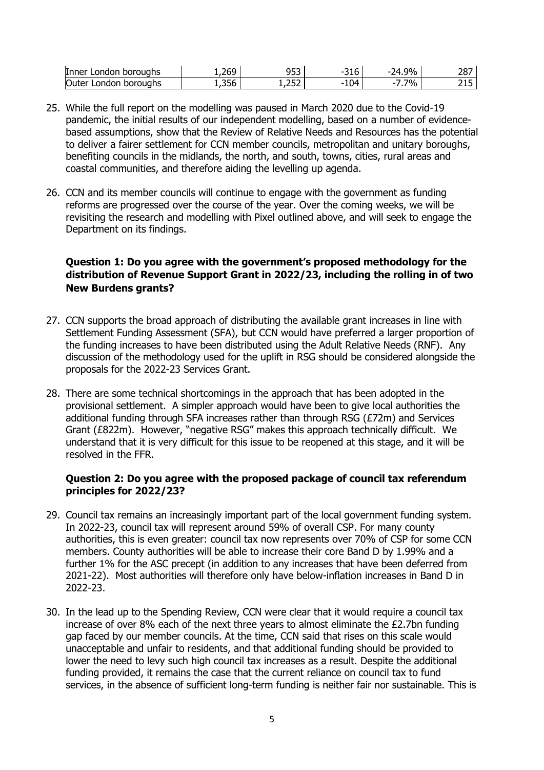| Inner London boroughs | 1,269 | 953 | -316 | -24.9% | 287 |
|---|---|---|---|---|---|
| Outer London boroughs | 1,356 | 1,252 | -104 | -7.7% | 215 |

25. While the full report on the modelling was paused in March 2020 due to the Covid-19 pandemic, the initial results of our independent modelling, based on a number of evidence-based assumptions, show that the Review of Relative Needs and Resources has the potential to deliver a fairer settlement for CCN member councils, metropolitan and unitary boroughs, benefiting councils in the midlands, the north, and south, towns, cities, rural areas and coastal communities, and therefore aiding the levelling up agenda.

26. CCN and its member councils will continue to engage with the government as funding reforms are progressed over the course of the year. Over the coming weeks, we will be revisiting the research and modelling with Pixel outlined above, and will seek to engage the Department on its findings.

**Question 1: Do you agree with the government's proposed methodology for the distribution of Revenue Support Grant in 2022/23, including the rolling in of two New Burdens grants?**

27. CCN supports the broad approach of distributing the available grant increases in line with Settlement Funding Assessment (SFA), but CCN would have preferred a larger proportion of the funding increases to have been distributed using the Adult Relative Needs (RNF). Any discussion of the methodology used for the uplift in RSG should be considered alongside the proposals for the 2022-23 Services Grant.

28. There are some technical shortcomings in the approach that has been adopted in the provisional settlement. A simpler approach would have been to give local authorities the additional funding through SFA increases rather than through RSG (£72m) and Services Grant (£822m). However, "negative RSG" makes this approach technically difficult. We understand that it is very difficult for this issue to be reopened at this stage, and it will be resolved in the FFR.

**Question 2: Do you agree with the proposed package of council tax referendum principles for 2022/23?**

29. Council tax remains an increasingly important part of the local government funding system. In 2022-23, council tax will represent around 59% of overall CSP. For many county authorities, this is even greater: council tax now represents over 70% of CSP for some CCN members. County authorities will be able to increase their core Band D by 1.99% and a further 1% for the ASC precept (in addition to any increases that have been deferred from 2021-22). Most authorities will therefore only have below-inflation increases in Band D in 2022-23.

30. In the lead up to the Spending Review, CCN were clear that it would require a council tax increase of over 8% each of the next three years to almost eliminate the £2.7bn funding gap faced by our member councils. At the time, CCN said that rises on this scale would unacceptable and unfair to residents, and that additional funding should be provided to lower the need to levy such high council tax increases as a result. Despite the additional funding provided, it remains the case that the current reliance on council tax to fund services, in the absence of sufficient long-term funding is neither fair nor sustainable. This is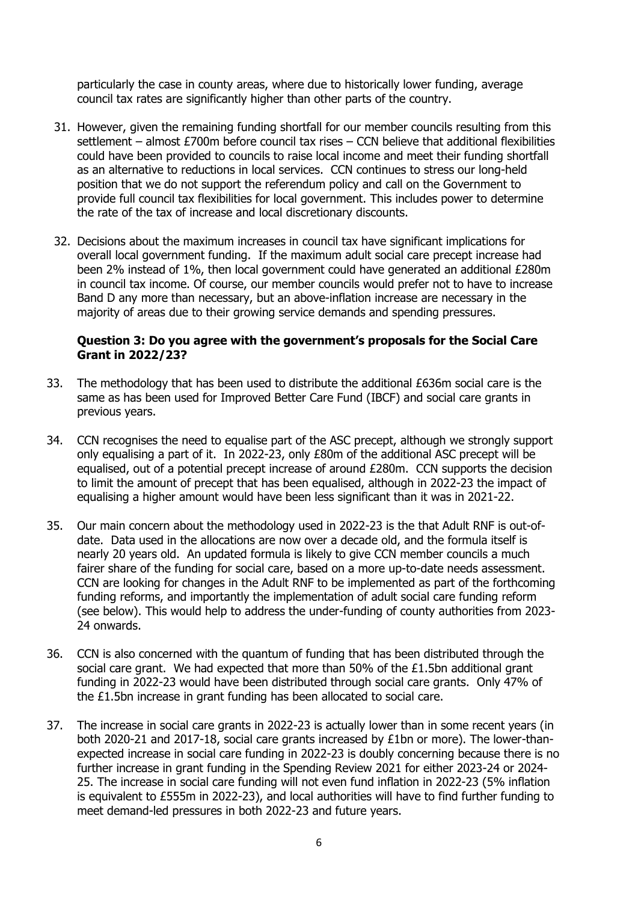particularly the case in county areas, where due to historically lower funding, average council tax rates are significantly higher than other parts of the country.

31. However, given the remaining funding shortfall for our member councils resulting from this settlement – almost £700m before council tax rises – CCN believe that additional flexibilities could have been provided to councils to raise local income and meet their funding shortfall as an alternative to reductions in local services. CCN continues to stress our long-held position that we do not support the referendum policy and call on the Government to provide full council tax flexibilities for local government. This includes power to determine the rate of the tax of increase and local discretionary discounts.

32. Decisions about the maximum increases in council tax have significant implications for overall local government funding. If the maximum adult social care precept increase had been 2% instead of 1%, then local government could have generated an additional £280m in council tax income. Of course, our member councils would prefer not to have to increase Band D any more than necessary, but an above-inflation increase are necessary in the majority of areas due to their growing service demands and spending pressures.

**Question 3: Do you agree with the government's proposals for the Social Care Grant in 2022/23?**

33. The methodology that has been used to distribute the additional £636m social care is the same as has been used for Improved Better Care Fund (IBCF) and social care grants in previous years.

34. CCN recognises the need to equalise part of the ASC precept, although we strongly support only equalising a part of it. In 2022-23, only £80m of the additional ASC precept will be equalised, out of a potential precept increase of around £280m. CCN supports the decision to limit the amount of precept that has been equalised, although in 2022-23 the impact of equalising a higher amount would have been less significant than it was in 2021-22.

35. Our main concern about the methodology used in 2022-23 is the that Adult RNF is out-of-date. Data used in the allocations are now over a decade old, and the formula itself is nearly 20 years old. An updated formula is likely to give CCN member councils a much fairer share of the funding for social care, based on a more up-to-date needs assessment. CCN are looking for changes in the Adult RNF to be implemented as part of the forthcoming funding reforms, and importantly the implementation of adult social care funding reform (see below). This would help to address the under-funding of county authorities from 2023-24 onwards.

36. CCN is also concerned with the quantum of funding that has been distributed through the social care grant. We had expected that more than 50% of the £1.5bn additional grant funding in 2022-23 would have been distributed through social care grants. Only 47% of the £1.5bn increase in grant funding has been allocated to social care.

37. The increase in social care grants in 2022-23 is actually lower than in some recent years (in both 2020-21 and 2017-18, social care grants increased by £1bn or more). The lower-than-expected increase in social care funding in 2022-23 is doubly concerning because there is no further increase in grant funding in the Spending Review 2021 for either 2023-24 or 2024-25. The increase in social care funding will not even fund inflation in 2022-23 (5% inflation is equivalent to £555m in 2022-23), and local authorities will have to find further funding to meet demand-led pressures in both 2022-23 and future years.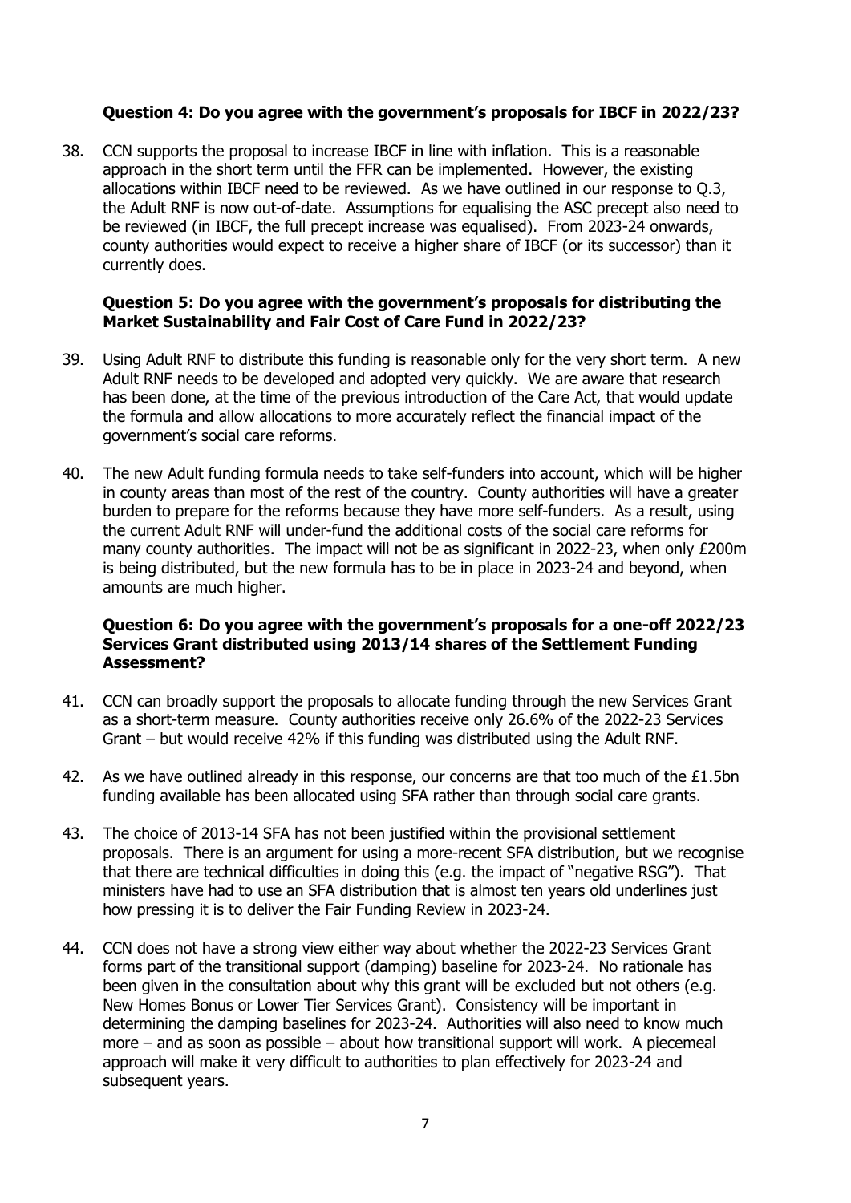**Question 4: Do you agree with the government's proposals for IBCF in 2022/23?**

38. CCN supports the proposal to increase IBCF in line with inflation. This is a reasonable approach in the short term until the FFR can be implemented. However, the existing allocations within IBCF need to be reviewed. As we have outlined in our response to Q.3, the Adult RNF is now out-of-date. Assumptions for equalising the ASC precept also need to be reviewed (in IBCF, the full precept increase was equalised). From 2023-24 onwards, county authorities would expect to receive a higher share of IBCF (or its successor) than it currently does.

**Question 5: Do you agree with the government's proposals for distributing the Market Sustainability and Fair Cost of Care Fund in 2022/23?**

39. Using Adult RNF to distribute this funding is reasonable only for the very short term. A new Adult RNF needs to be developed and adopted very quickly. We are aware that research has been done, at the time of the previous introduction of the Care Act, that would update the formula and allow allocations to more accurately reflect the financial impact of the government's social care reforms.

40. The new Adult funding formula needs to take self-funders into account, which will be higher in county areas than most of the rest of the country. County authorities will have a greater burden to prepare for the reforms because they have more self-funders. As a result, using the current Adult RNF will under-fund the additional costs of the social care reforms for many county authorities. The impact will not be as significant in 2022-23, when only £200m is being distributed, but the new formula has to be in place in 2023-24 and beyond, when amounts are much higher.

**Question 6: Do you agree with the government's proposals for a one-off 2022/23 Services Grant distributed using 2013/14 shares of the Settlement Funding Assessment?**

41. CCN can broadly support the proposals to allocate funding through the new Services Grant as a short-term measure. County authorities receive only 26.6% of the 2022-23 Services Grant – but would receive 42% if this funding was distributed using the Adult RNF.

42. As we have outlined already in this response, our concerns are that too much of the £1.5bn funding available has been allocated using SFA rather than through social care grants.

43. The choice of 2013-14 SFA has not been justified within the provisional settlement proposals. There is an argument for using a more-recent SFA distribution, but we recognise that there are technical difficulties in doing this (e.g. the impact of "negative RSG"). That ministers have had to use an SFA distribution that is almost ten years old underlines just how pressing it is to deliver the Fair Funding Review in 2023-24.

44. CCN does not have a strong view either way about whether the 2022-23 Services Grant forms part of the transitional support (damping) baseline for 2023-24. No rationale has been given in the consultation about why this grant will be excluded but not others (e.g. New Homes Bonus or Lower Tier Services Grant). Consistency will be important in determining the damping baselines for 2023-24. Authorities will also need to know much more – and as soon as possible – about how transitional support will work. A piecemeal approach will make it very difficult to authorities to plan effectively for 2023-24 and subsequent years.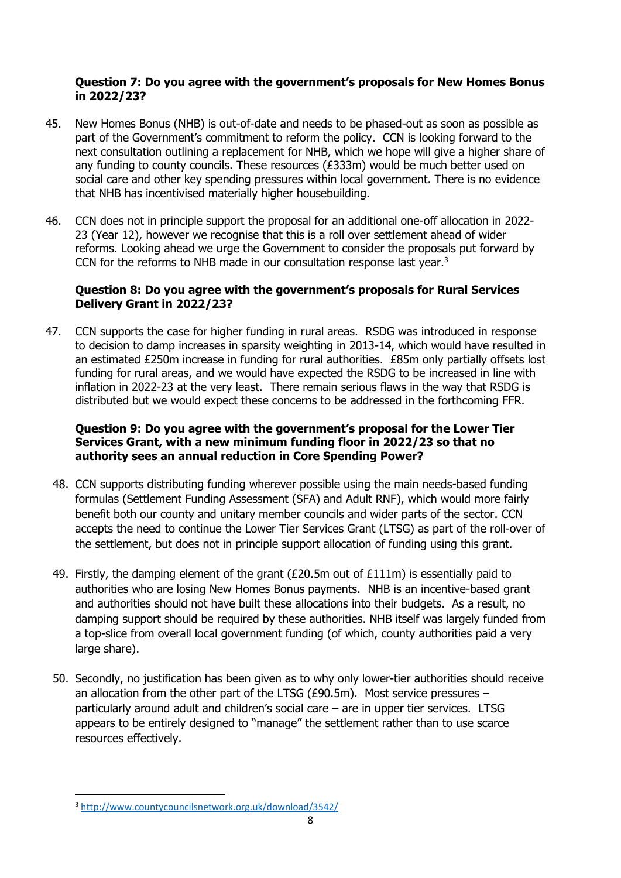**Question 7: Do you agree with the government's proposals for New Homes Bonus in 2022/23?**

45. New Homes Bonus (NHB) is out-of-date and needs to be phased-out as soon as possible as part of the Government's commitment to reform the policy. CCN is looking forward to the next consultation outlining a replacement for NHB, which we hope will give a higher share of any funding to county councils. These resources (£333m) would be much better used on social care and other key spending pressures within local government. There is no evidence that NHB has incentivised materially higher housebuilding.

46. CCN does not in principle support the proposal for an additional one-off allocation in 2022-23 (Year 12), however we recognise that this is a roll over settlement ahead of wider reforms. Looking ahead we urge the Government to consider the proposals put forward by CCN for the reforms to NHB made in our consultation response last year.[3]

**Question 8: Do you agree with the government's proposals for Rural Services Delivery Grant in 2022/23?**

47. CCN supports the case for higher funding in rural areas. RSDG was introduced in response to decision to damp increases in sparsity weighting in 2013-14, which would have resulted in an estimated £250m increase in funding for rural authorities. £85m only partially offsets lost funding for rural areas, and we would have expected the RSDG to be increased in line with inflation in 2022-23 at the very least. There remain serious flaws in the way that RSDG is distributed but we would expect these concerns to be addressed in the forthcoming FFR.

**Question 9: Do you agree with the government's proposal for the Lower Tier Services Grant, with a new minimum funding floor in 2022/23 so that no authority sees an annual reduction in Core Spending Power?**

48. CCN supports distributing funding wherever possible using the main needs-based funding formulas (Settlement Funding Assessment (SFA) and Adult RNF), which would more fairly benefit both our county and unitary member councils and wider parts of the sector. CCN accepts the need to continue the Lower Tier Services Grant (LTSG) as part of the roll-over of the settlement, but does not in principle support allocation of funding using this grant.

49. Firstly, the damping element of the grant (£20.5m out of £111m) is essentially paid to authorities who are losing New Homes Bonus payments. NHB is an incentive-based grant and authorities should not have built these allocations into their budgets. As a result, no damping support should be required by these authorities. NHB itself was largely funded from a top-slice from overall local government funding (of which, county authorities paid a very large share).

50. Secondly, no justification has been given as to why only lower-tier authorities should receive an allocation from the other part of the LTSG (£90.5m). Most service pressures – particularly around adult and children's social care – are in upper tier services. LTSG appears to be entirely designed to "manage" the settlement rather than to use scarce resources effectively.

---

[3] http://www.countycouncilsnetwork.org.uk/download/3542/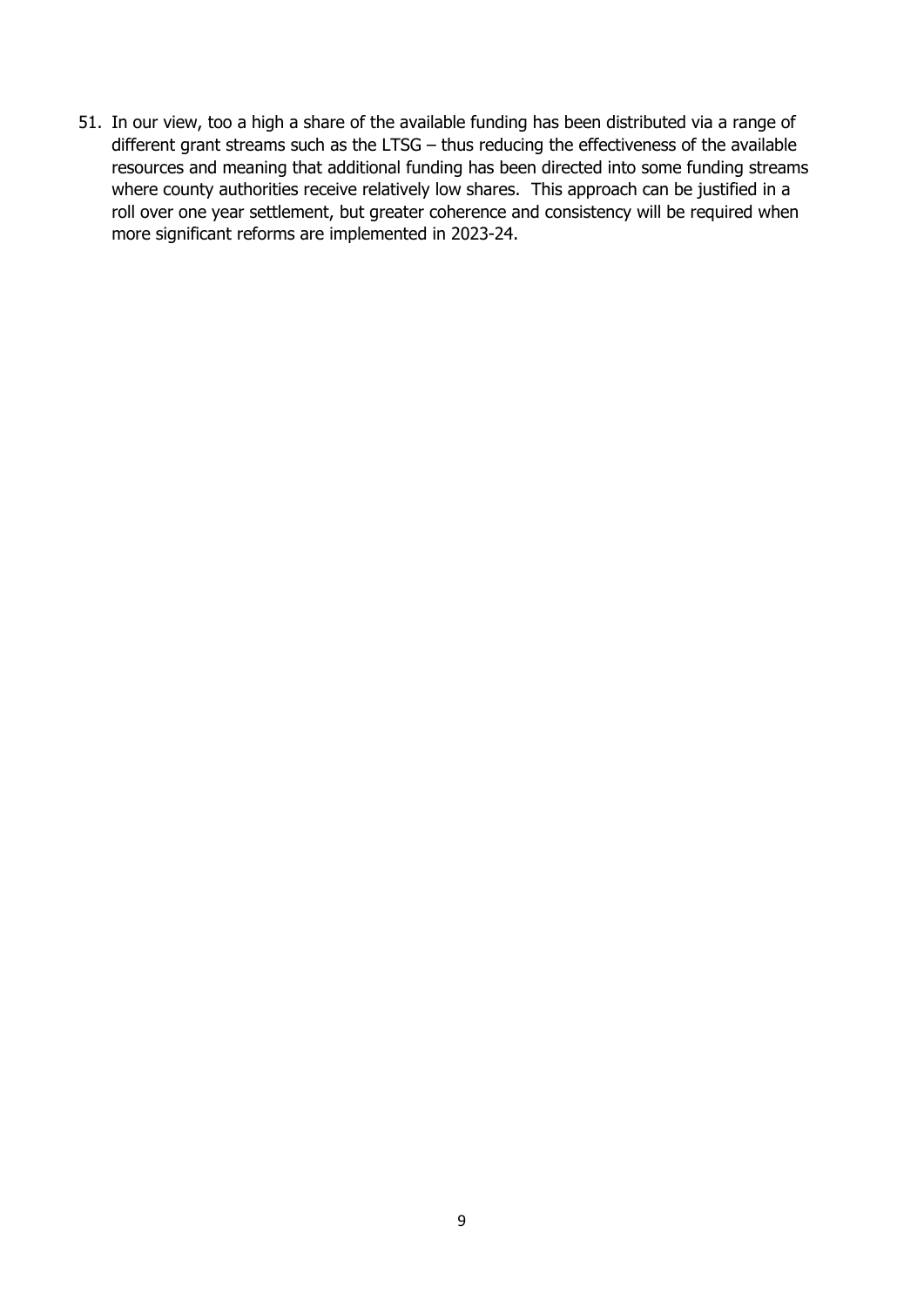51. In our view, too a high a share of the available funding has been distributed via a range of different grant streams such as the LTSG – thus reducing the effectiveness of the available resources and meaning that additional funding has been directed into some funding streams where county authorities receive relatively low shares. This approach can be justified in a roll over one year settlement, but greater coherence and consistency will be required when more significant reforms are implemented in 2023-24.